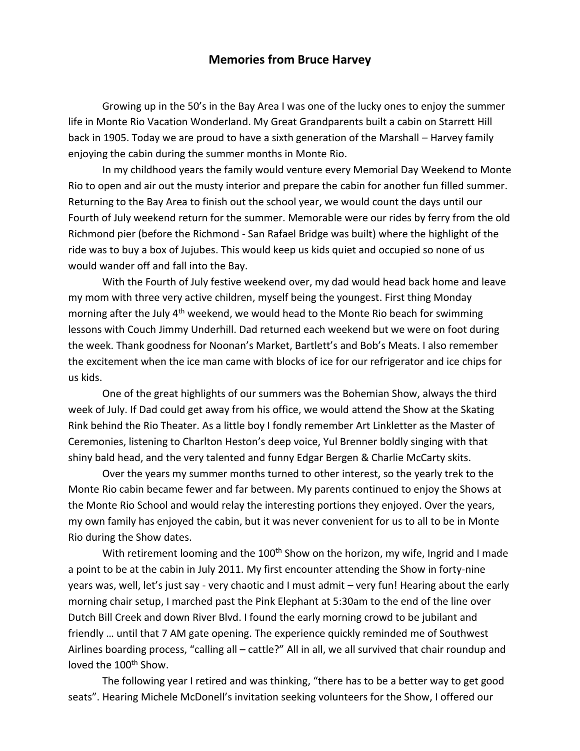# Memories from Bruce Harvey

Growing up in the 50's in the Bay Area I was one of the lucky ones to enjoy the summer life in Monte Rio Vacation Wonderland. My Great Grandparents built a cabin on Starrett Hill back in 1905. Today we are proud to have a sixth generation of the Marshall – Harvey family enjoying the cabin during the summer months in Monte Rio.

In my childhood years the family would venture every Memorial Day Weekend to Monte Rio to open and air out the musty interior and prepare the cabin for another fun filled summer. Returning to the Bay Area to finish out the school year, we would count the days until our Fourth of July weekend return for the summer. Memorable were our rides by ferry from the old Richmond pier (before the Richmond - San Rafael Bridge was built) where the highlight of the ride was to buy a box of Jujubes. This would keep us kids quiet and occupied so none of us would wander off and fall into the Bay.

With the Fourth of July festive weekend over, my dad would head back home and leave my mom with three very active children, myself being the youngest. First thing Monday morning after the July 4th weekend, we would head to the Monte Rio beach for swimming lessons with Couch Jimmy Underhill. Dad returned each weekend but we were on foot during the week. Thank goodness for Noonan's Market, Bartlett's and Bob's Meats. I also remember the excitement when the ice man came with blocks of ice for our refrigerator and ice chips for us kids.

One of the great highlights of our summers was the Bohemian Show, always the third week of July. If Dad could get away from his office, we would attend the Show at the Skating Rink behind the Rio Theater. As a little boy I fondly remember Art Linkletter as the Master of Ceremonies, listening to Charlton Heston's deep voice, Yul Brenner boldly singing with that shiny bald head, and the very talented and funny Edgar Bergen & Charlie McCarty skits.

Over the years my summer months turned to other interest, so the yearly trek to the Monte Rio cabin became fewer and far between. My parents continued to enjoy the Shows at the Monte Rio School and would relay the interesting portions they enjoyed. Over the years, my own family has enjoyed the cabin, but it was never convenient for us to all to be in Monte Rio during the Show dates.

With retirement looming and the 100th Show on the horizon, my wife, Ingrid and I made a point to be at the cabin in July 2011. My first encounter attending the Show in forty-nine years was, well, let's just say - very chaotic and I must admit – very fun! Hearing about the early morning chair setup, I marched past the Pink Elephant at 5:30am to the end of the line over Dutch Bill Creek and down River Blvd. I found the early morning crowd to be jubilant and friendly … until that 7 AM gate opening. The experience quickly reminded me of Southwest Airlines boarding process, "calling all – cattle?" All in all, we all survived that chair roundup and loved the 100th Show.

The following year I retired and was thinking, "there has to be a better way to get good seats". Hearing Michele McDonell's invitation seeking volunteers for the Show, I offered our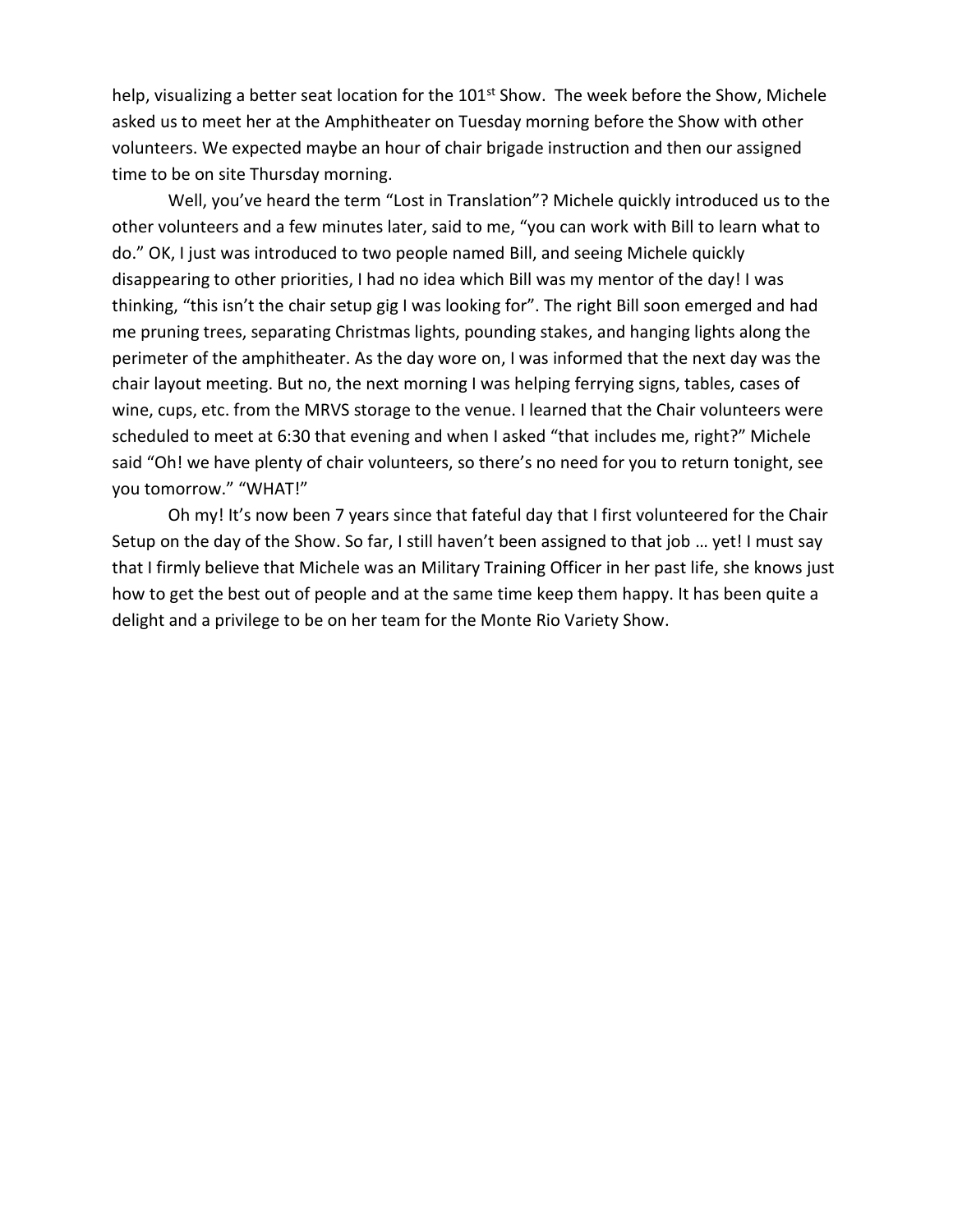help, visualizing a better seat location for the 101st Show. The week before the Show, Michele asked us to meet her at the Amphitheater on Tuesday morning before the Show with other volunteers. We expected maybe an hour of chair brigade instruction and then our assigned time to be on site Thursday morning.

Well, you've heard the term "Lost in Translation"? Michele quickly introduced us to the other volunteers and a few minutes later, said to me, "you can work with Bill to learn what to do." OK, I just was introduced to two people named Bill, and seeing Michele quickly disappearing to other priorities, I had no idea which Bill was my mentor of the day! I was thinking, "this isn't the chair setup gig I was looking for". The right Bill soon emerged and had me pruning trees, separating Christmas lights, pounding stakes, and hanging lights along the perimeter of the amphitheater. As the day wore on, I was informed that the next day was the chair layout meeting. But no, the next morning I was helping ferrying signs, tables, cases of wine, cups, etc. from the MRVS storage to the venue. I learned that the Chair volunteers were scheduled to meet at 6:30 that evening and when I asked "that includes me, right?" Michele said "Oh! we have plenty of chair volunteers, so there's no need for you to return tonight, see you tomorrow." "WHAT!"

Oh my! It's now been 7 years since that fateful day that I first volunteered for the Chair Setup on the day of the Show. So far, I still haven't been assigned to that job … yet! I must say that I firmly believe that Michele was an Military Training Officer in her past life, she knows just how to get the best out of people and at the same time keep them happy. It has been quite a delight and a privilege to be on her team for the Monte Rio Variety Show.